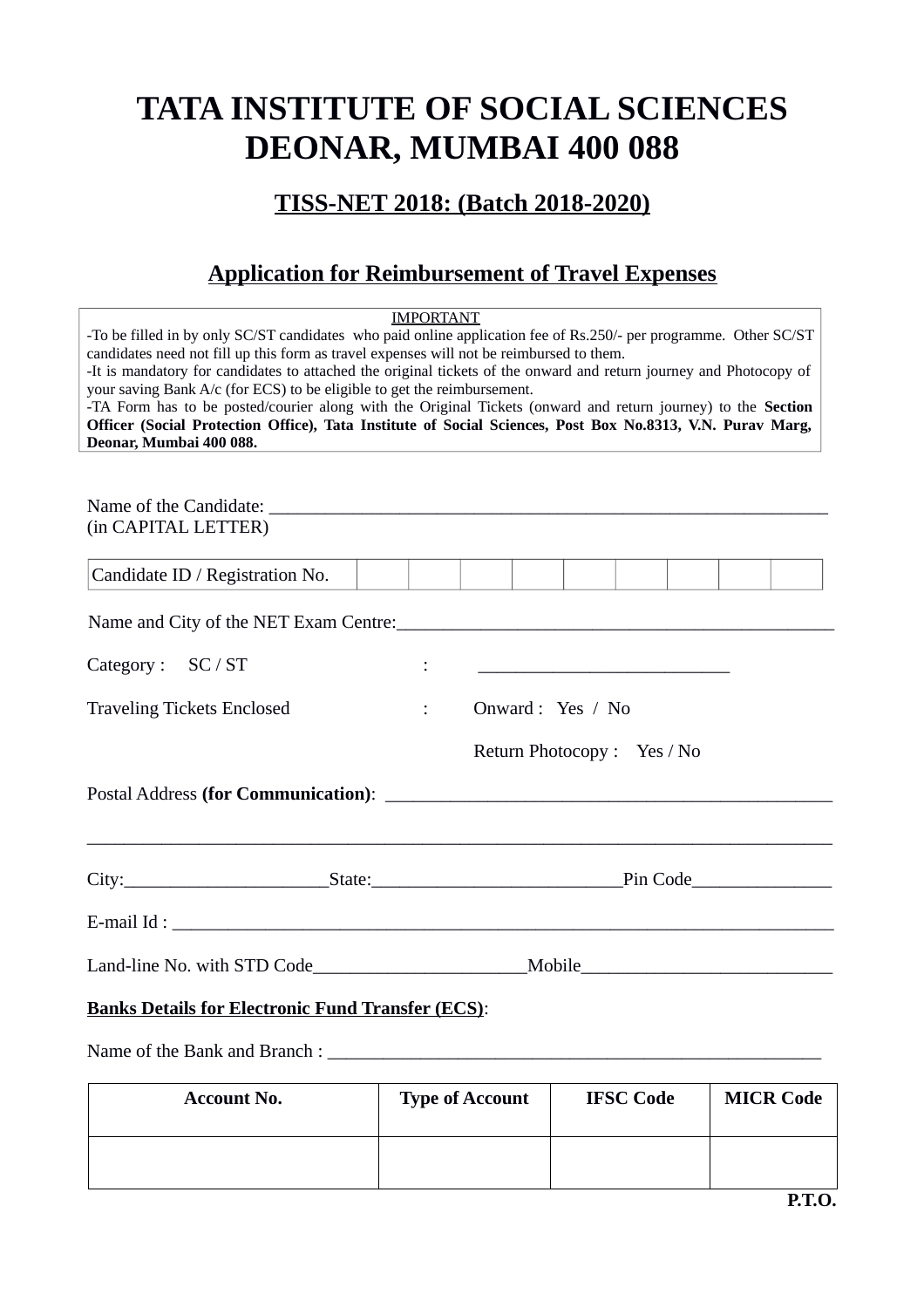# TATA INSTITUTE OF SOCIAL SCIENCES
# DEONAR, MUMBAI 400 088

## TISS-NET 2018: (Batch 2018-2020)

## Application for Reimbursement of Travel Expenses

IMPORTANT

-To be filled in by only SC/ST candidates who paid online application fee of Rs.250/- per programme. Other SC/ST candidates need not fill up this form as travel expenses will not be reimbursed to them.
-It is mandatory for candidates to attached the original tickets of the onward and return journey and Photocopy of your saving Bank A/c (for ECS) to be eligible to get the reimbursement.
-TA Form has to be posted/courier along with the Original Tickets (onward and return journey) to the **Section Officer (Social Protection Office), Tata Institute of Social Sciences, Post Box No.8313, V.N. Purav Marg, Deonar, Mumbai 400 088.**

Name of the Candidate: ______________________________________________________________
(in CAPITAL LETTER)

| Candidate ID / Registration No. | | | | | | | | | |
|---|---|---|---|---|---|---|---|---|---|

Name and City of the NET Exam Centre:_______________________________________________

Category : SC / ST : ___________________________

Traveling Tickets Enclosed : Onward : Yes / No

Return Photocopy : Yes / No

Postal Address **(for Communication)**: _______________________________________________

_________________________________________________________________________________

City:_____________________State:__________________________Pin Code______________

E-mail Id : _______________________________________________________________________

Land-line No. with STD Code______________________Mobile__________________________

**Banks Details for Electronic Fund Transfer (ECS)**:

Name of the Bank and Branch : ____________________________________________________

| Account No. | Type of Account | IFSC Code | MICR Code |
|---|---|---|---|
| | | | |

**P.T.O.**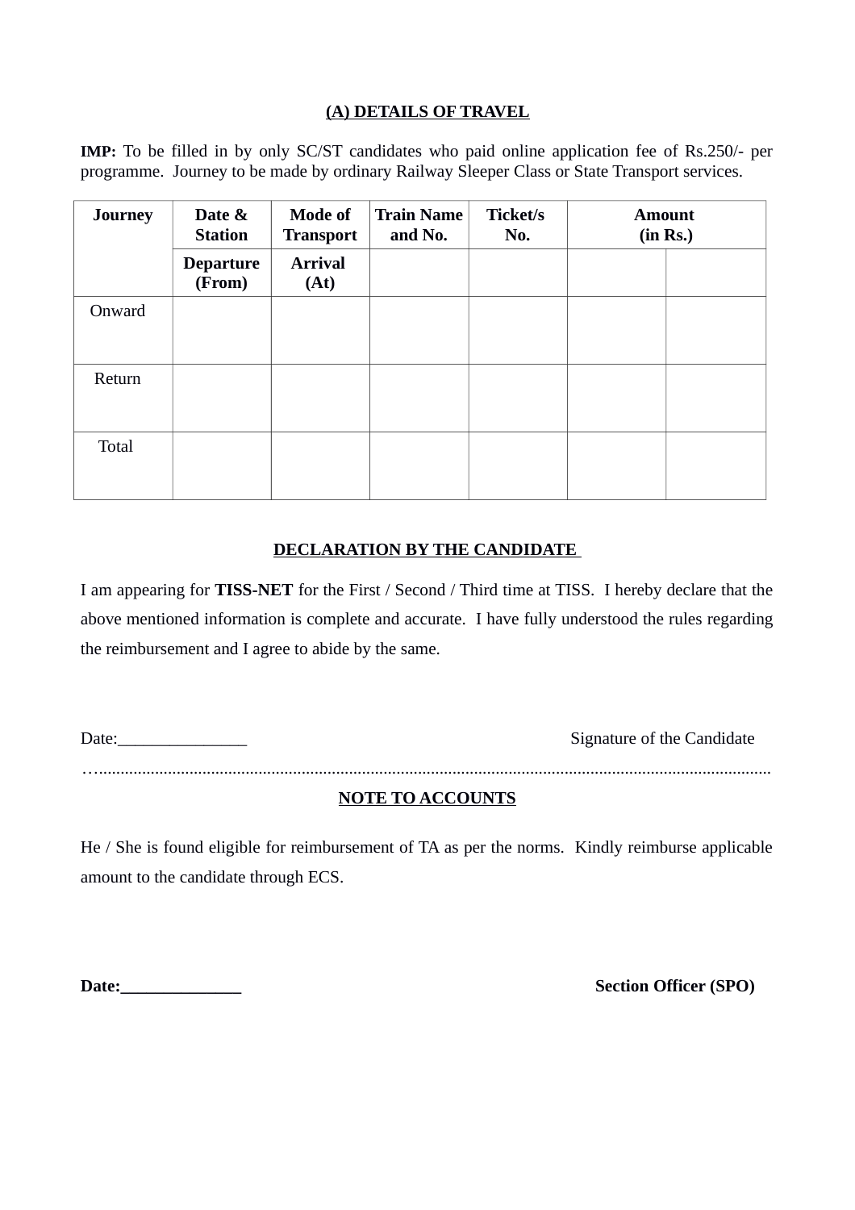## (A) DETAILS OF TRAVEL

**IMP:** To be filled in by only SC/ST candidates who paid online application fee of Rs.250/- per programme. Journey to be made by ordinary Railway Sleeper Class or State Transport services.

| **Journey** | **Date & Station** | **Mode of Transport** | **Train Name and No.** | **Ticket/s No.** | **Amount (in Rs.)** | |
|---|---|---|---|---|---|---|
| | **Departure (From)** | **Arrival (At)** | | | | |
| Onward | | | | | | |
| Return | | | | | | |
| Total | | | | | | |

## DECLARATION BY THE CANDIDATE

I am appearing for **TISS-NET** for the First / Second / Third time at TISS. I hereby declare that the above mentioned information is complete and accurate. I have fully understood the rules regarding the reimbursement and I agree to abide by the same.

Date:_______________ Signature of the Candidate

…..........................................................................................................................................................

## NOTE TO ACCOUNTS

He / She is found eligible for reimbursement of TA as per the norms. Kindly reimburse applicable amount to the candidate through ECS.

**Date:______________** **Section Officer (SPO)**